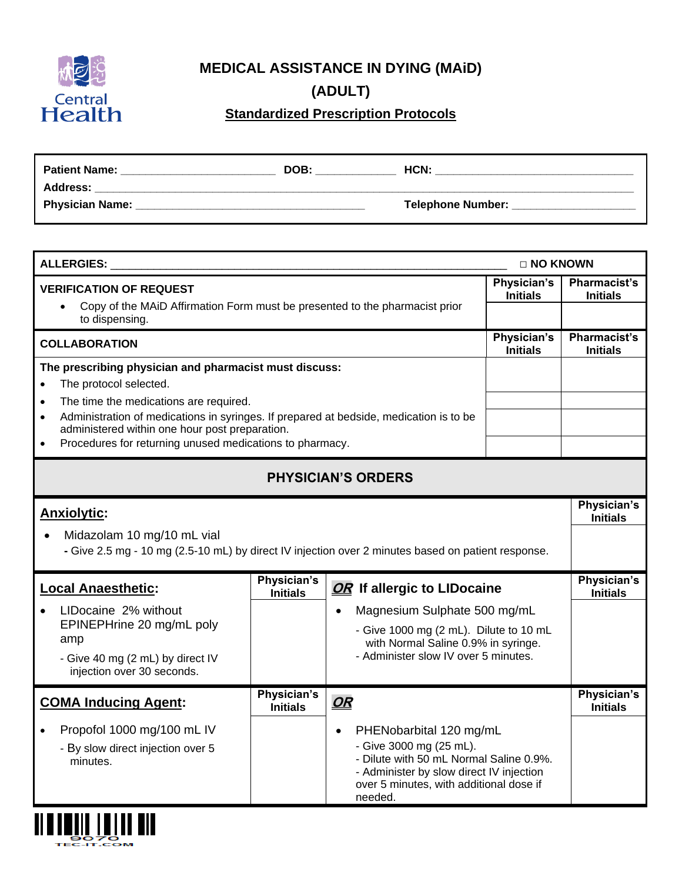Central Health

# MEDICAL ASSISTANCE IN DYING (MAiD)

# (ADULT)

## Standardized Prescription Protocols

**Patient Name:** ________________________ **DOB:** ____________ **HCN:** ______________________________

**Address:** ______________________________________________________________________________

**Physician Name:** ___________________________________ **Telephone Number:** __________________

**ALLERGIES:** ____________________________________________________________ □ **NO KNOWN**

| **VERIFICATION OF REQUEST** | **Physician's Initials** | **Pharmacist's Initials** |
|---|---|---|
| • Copy of the MAiD Affirmation Form must be presented to the pharmacist prior to dispensing. | | |

| **COLLABORATION** | **Physician's Initials** | **Pharmacist's Initials** |
|---|---|---|
| **The prescribing physician and pharmacist must discuss:**<br>• The protocol selected. | | |
| • The time the medications are required. | | |
| • Administration of medications in syringes. If prepared at bedside, medication is to be administered within one hour post preparation. | | |
| • Procedures for returning unused medications to pharmacy. | | |

## PHYSICIAN'S ORDERS

| **Anxiolytic:** | **Physician's Initials** |
|---|---|
| • Midazolam 10 mg/10 mL vial<br>**-** Give 2.5 mg - 10 mg (2.5-10 mL) by direct IV injection over 2 minutes based on patient response. | |

| **Local Anaesthetic:** | **Physician's Initials** | ***OR*** **If allergic to LIDocaine** | **Physician's Initials** |
|---|---|---|---|
| • LIDocaine 2% without EPINEPHrine 20 mg/mL poly amp<br>- Give 40 mg (2 mL) by direct IV injection over 30 seconds. | | • Magnesium Sulphate 500 mg/mL<br>- Give 1000 mg (2 mL). Dilute to 10 mL with Normal Saline 0.9% in syringe.<br>- Administer slow IV over 5 minutes. | |

| **COMA Inducing Agent:** | **Physician's Initials** | ***OR*** | **Physician's Initials** |
|---|---|---|---|
| • Propofol 1000 mg/100 mL IV<br>- By slow direct injection over 5 minutes. | | • PHENobarbital 120 mg/mL<br>- Give 3000 mg (25 mL).<br>- Dilute with 50 mL Normal Saline 0.9%.<br>- Administer by slow direct IV injection over 5 minutes, with additional dose if needed. | |

9070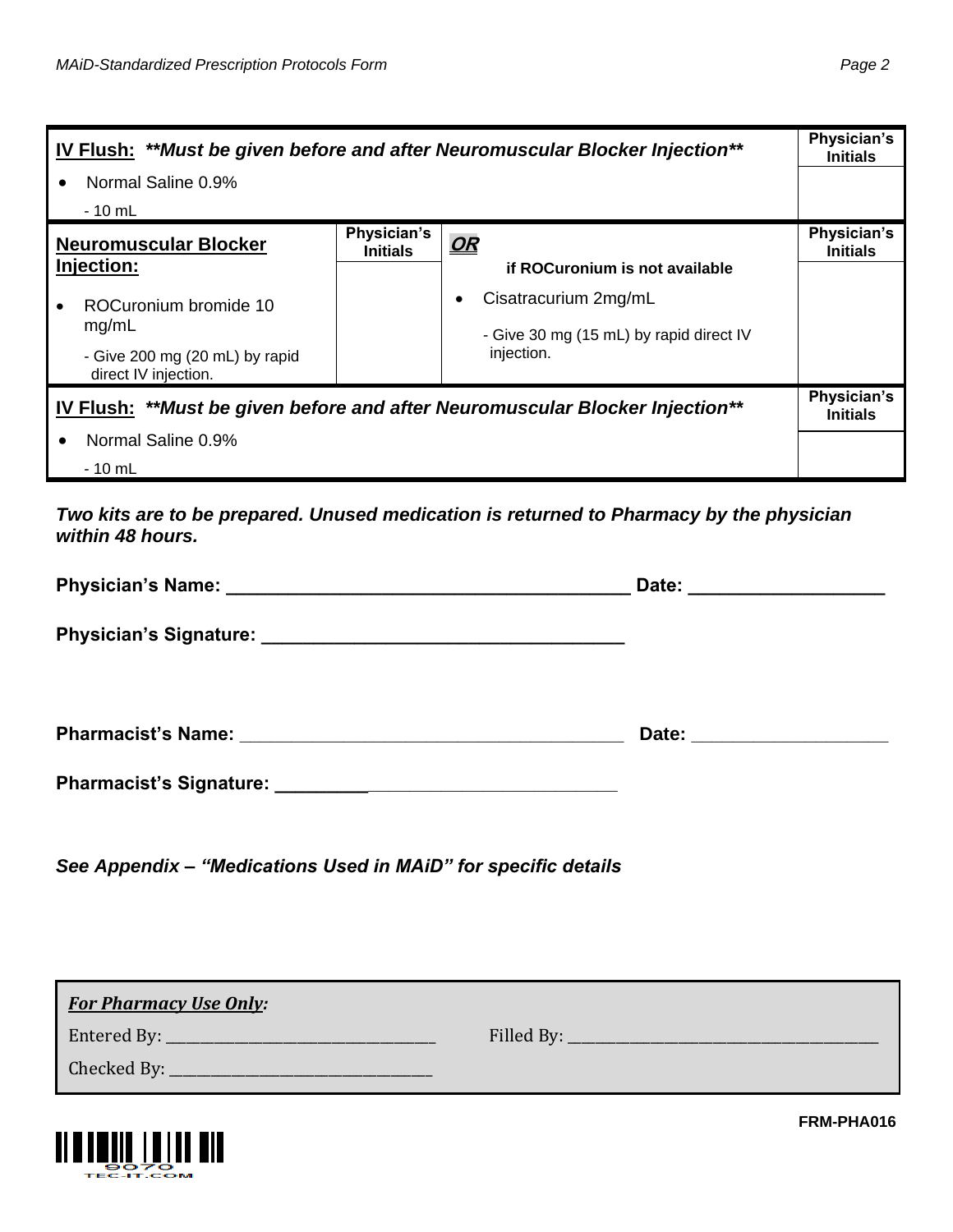| **IV Flush:** ***Must be given before and after Neuromuscular Blocker Injection*** | | | **Physician's Initials** |
|---|---|---|---|
| • Normal Saline 0.9%<br>- 10 mL | | | |
| **Neuromuscular Blocker Injection:** | **Physician's Initials** | ***OR***<br>**if ROCuronium is not available** | **Physician's Initials** |
| • ROCuronium bromide 10 mg/mL<br>- Give 200 mg (20 mL) by rapid direct IV injection. | | • Cisatracurium 2mg/mL<br>- Give 30 mg (15 mL) by rapid direct IV injection. | |
| **IV Flush:** ***Must be given before and after Neuromuscular Blocker Injection*** | | | **Physician's Initials** |
| • Normal Saline 0.9%<br>- 10 mL | | | |

***Two kits are to be prepared. Unused medication is returned to Pharmacy by the physician within 48 hours.***

**Physician's Name:** ________________________________________ **Date:** ___________________

**Physician's Signature:** ____________________________________

**Pharmacist's Name:** ________________________________________ **Date:** ___________________

**Pharmacist's Signature:** ____________________________________

***See Appendix – "Medications Used in MAiD" for specific details***

| ***For Pharmacy Use Only:*** | |
|---|---|
| Entered By: ______________________ | Filled By: ______________________ |
| Checked By: ______________________ | |

FRM-PHA016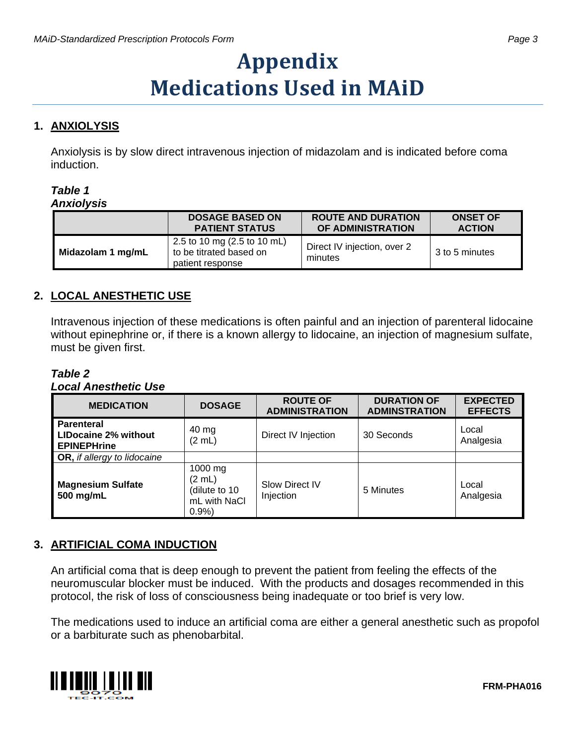# Appendix
# Medications Used in MAiD

## 1. ANXIOLYSIS

Anxiolysis is by slow direct intravenous injection of midazolam and is indicated before coma induction.

***Table 1***
***Anxiolysis***

| | DOSAGE BASED ON PATIENT STATUS | ROUTE AND DURATION OF ADMINISTRATION | ONSET OF ACTION |
|---|---|---|---|
| **Midazolam 1 mg/mL** | 2.5 to 10 mg (2.5 to 10 mL) to be titrated based on patient response | Direct IV injection, over 2 minutes | 3 to 5 minutes |

## 2. LOCAL ANESTHETIC USE

Intravenous injection of these medications is often painful and an injection of parenteral lidocaine without epinephrine or, if there is a known allergy to lidocaine, an injection of magnesium sulfate, must be given first.

***Table 2***
***Local Anesthetic Use***

| MEDICATION | DOSAGE | ROUTE OF ADMINISTRATION | DURATION OF ADMINSTRATION | EXPECTED EFFECTS |
|---|---|---|---|---|
| **Parenteral LIDocaine 2% without EPINEPHrine** | 40 mg (2 mL) | Direct IV Injection | 30 Seconds | Local Analgesia |
| **OR,** *if allergy to lidocaine* | | | | |
| **Magnesium Sulfate 500 mg/mL** | 1000 mg (2 mL) (dilute to 10 mL with NaCl 0.9%) | Slow Direct IV Injection | 5 Minutes | Local Analgesia |

## 3. ARTIFICIAL COMA INDUCTION

An artificial coma that is deep enough to prevent the patient from feeling the effects of the neuromuscular blocker must be induced. With the products and dosages recommended in this protocol, the risk of loss of consciousness being inadequate or too brief is very low.

The medications used to induce an artificial coma are either a general anesthetic such as propofol or a barbiturate such as phenobarbital.

FRM-PHA016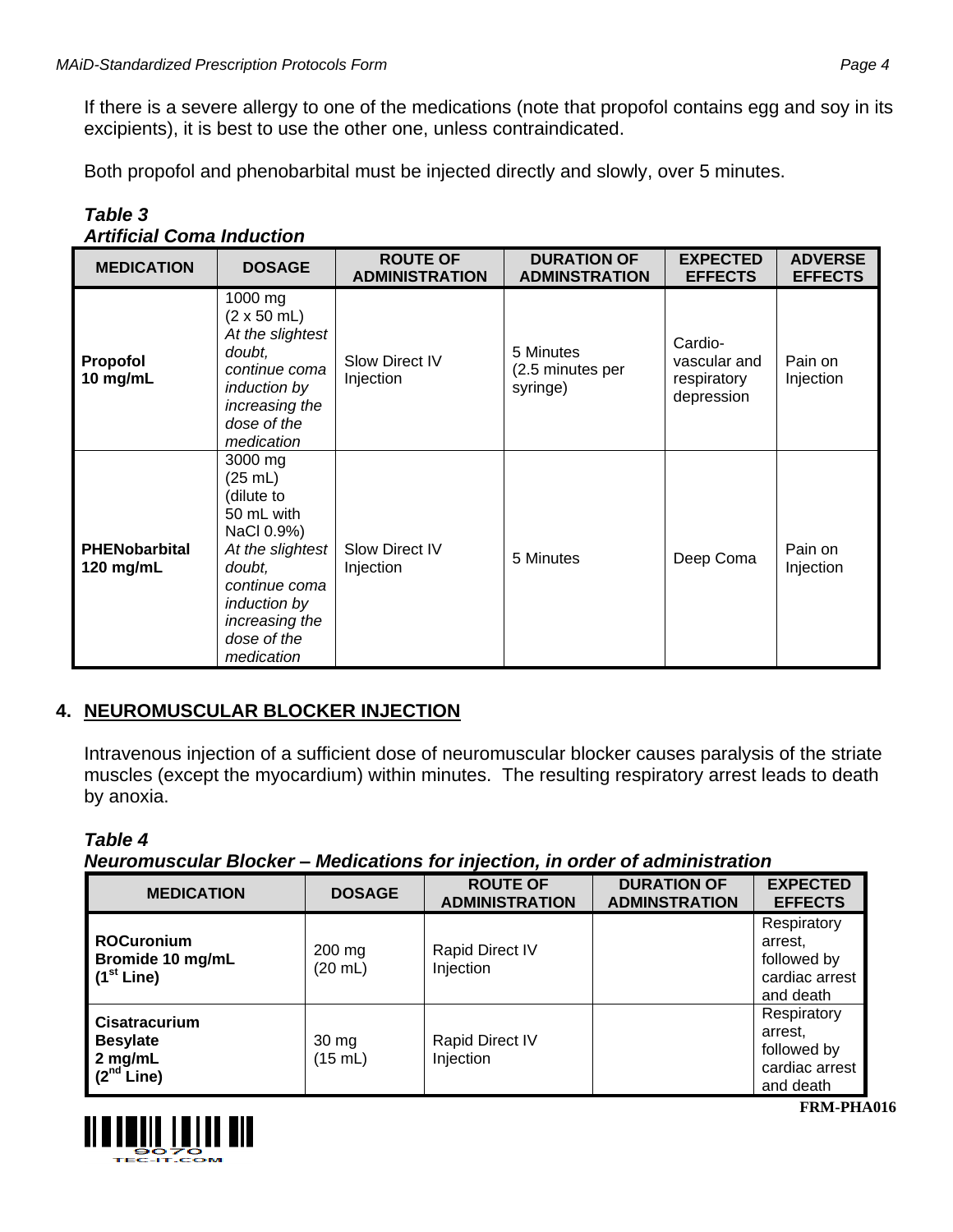If there is a severe allergy to one of the medications (note that propofol contains egg and soy in its excipients), it is best to use the other one, unless contraindicated.

Both propofol and phenobarbital must be injected directly and slowly, over 5 minutes.

***Table 3***
***Artificial Coma Induction***

| MEDICATION | DOSAGE | ROUTE OF ADMINISTRATION | DURATION OF ADMINSTRATION | EXPECTED EFFECTS | ADVERSE EFFECTS |
|---|---|---|---|---|---|
| **Propofol 10 mg/mL** | 1000 mg (2 x 50 mL) *At the slightest doubt, continue coma induction by increasing the dose of the medication* | Slow Direct IV Injection | 5 Minutes (2.5 minutes per syringe) | Cardio-vascular and respiratory depression | Pain on Injection |
| **PHENobarbital 120 mg/mL** | 3000 mg (25 mL) (dilute to 50 mL with NaCl 0.9%) *At the slightest doubt, continue coma induction by increasing the dose of the medication* | Slow Direct IV Injection | 5 Minutes | Deep Coma | Pain on Injection |

## 4. NEUROMUSCULAR BLOCKER INJECTION

Intravenous injection of a sufficient dose of neuromuscular blocker causes paralysis of the striate muscles (except the myocardium) within minutes. The resulting respiratory arrest leads to death by anoxia.

***Table 4***
***Neuromuscular Blocker – Medications for injection, in order of administration***

| MEDICATION | DOSAGE | ROUTE OF ADMINISTRATION | DURATION OF ADMINSTRATION | EXPECTED EFFECTS |
|---|---|---|---|---|
| **ROCuronium Bromide 10 mg/mL (1st Line)** | 200 mg (20 mL) | Rapid Direct IV Injection | | Respiratory arrest, followed by cardiac arrest and death |
| **Cisatracurium Besylate 2 mg/mL (2nd Line)** | 30 mg (15 mL) | Rapid Direct IV Injection | | Respiratory arrest, followed by cardiac arrest and death |

FRM-PHA016